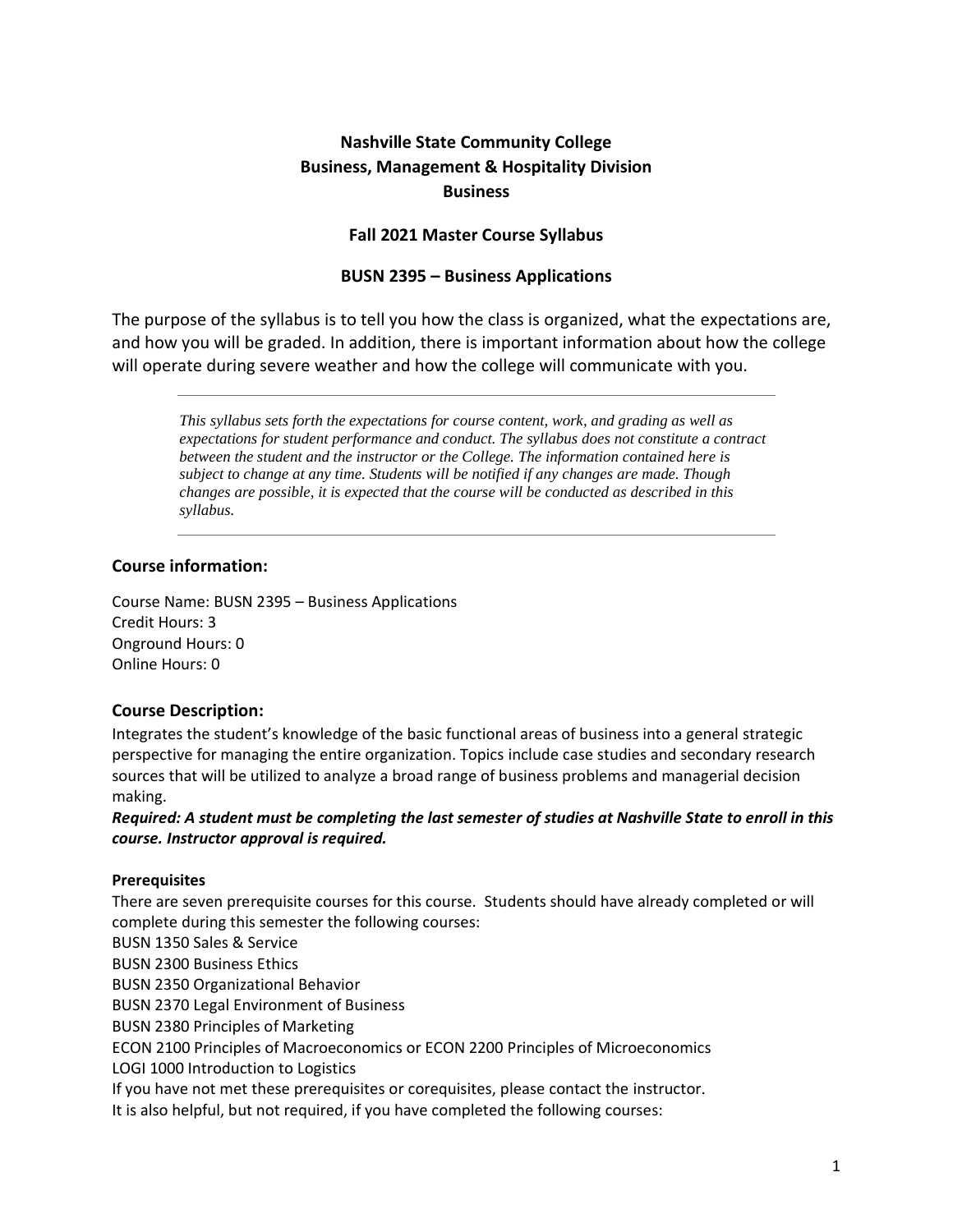# Nashville State Community College
# Business, Management & Hospitality Division
# Business

## Fall 2021 Master Course Syllabus

## BUSN 2395 – Business Applications

The purpose of the syllabus is to tell you how the class is organized, what the expectations are, and how you will be graded. In addition, there is important information about how the college will operate during severe weather and how the college will communicate with you.

---

*This syllabus sets forth the expectations for course content, work, and grading as well as expectations for student performance and conduct. The syllabus does not constitute a contract between the student and the instructor or the College. The information contained here is subject to change at any time. Students will be notified if any changes are made. Though changes are possible, it is expected that the course will be conducted as described in this syllabus.*

---

### Course information:

Course Name: BUSN 2395 – Business Applications
Credit Hours: 3
Onground Hours: 0
Online Hours: 0

### Course Description:

Integrates the student's knowledge of the basic functional areas of business into a general strategic perspective for managing the entire organization. Topics include case studies and secondary research sources that will be utilized to analyze a broad range of business problems and managerial decision making.

***Required: A student must be completing the last semester of studies at Nashville State to enroll in this course. Instructor approval is required.***

#### Prerequisites

There are seven prerequisite courses for this course. Students should have already completed or will complete during this semester the following courses:
BUSN 1350 Sales & Service
BUSN 2300 Business Ethics
BUSN 2350 Organizational Behavior
BUSN 2370 Legal Environment of Business
BUSN 2380 Principles of Marketing
ECON 2100 Principles of Macroeconomics or ECON 2200 Principles of Microeconomics
LOGI 1000 Introduction to Logistics
If you have not met these prerequisites or corequisites, please contact the instructor.
It is also helpful, but not required, if you have completed the following courses: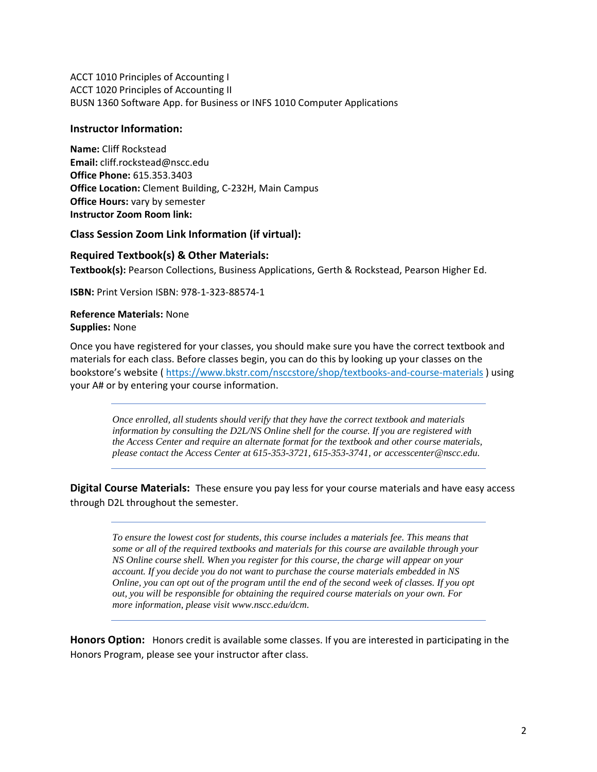ACCT 1010 Principles of Accounting I
ACCT 1020 Principles of Accounting II
BUSN 1360 Software App. for Business or INFS 1010 Computer Applications

### Instructor Information:

**Name:** Cliff Rockstead
**Email:** cliff.rockstead@nscc.edu
**Office Phone:** 615.353.3403
**Office Location:** Clement Building, C-232H, Main Campus
**Office Hours:** vary by semester
**Instructor Zoom Room link:**

### Class Session Zoom Link Information (if virtual):

### Required Textbook(s) & Other Materials:

**Textbook(s):** Pearson Collections, Business Applications, Gerth & Rockstead, Pearson Higher Ed.

**ISBN:** Print Version ISBN: 978-1-323-88574-1

**Reference Materials:** None
**Supplies:** None

Once you have registered for your classes, you should make sure you have the correct textbook and materials for each class. Before classes begin, you can do this by looking up your classes on the bookstore's website ( https://www.bkstr.com/nsccstore/shop/textbooks-and-course-materials ) using your A# or by entering your course information.

---

*Once enrolled, all students should verify that they have the correct textbook and materials information by consulting the D2L/NS Online shell for the course. If you are registered with the Access Center and require an alternate format for the textbook and other course materials, please contact the Access Center at 615-353-3721, 615-353-3741, or accesscenter@nscc.edu.*

---

**Digital Course Materials:** These ensure you pay less for your course materials and have easy access through D2L throughout the semester.

---

*To ensure the lowest cost for students, this course includes a materials fee. This means that some or all of the required textbooks and materials for this course are available through your NS Online course shell. When you register for this course, the charge will appear on your account. If you decide you do not want to purchase the course materials embedded in NS Online, you can opt out of the program until the end of the second week of classes. If you opt out, you will be responsible for obtaining the required course materials on your own. For more information, please visit www.nscc.edu/dcm.*

---

**Honors Option:** Honors credit is available some classes. If you are interested in participating in the Honors Program, please see your instructor after class.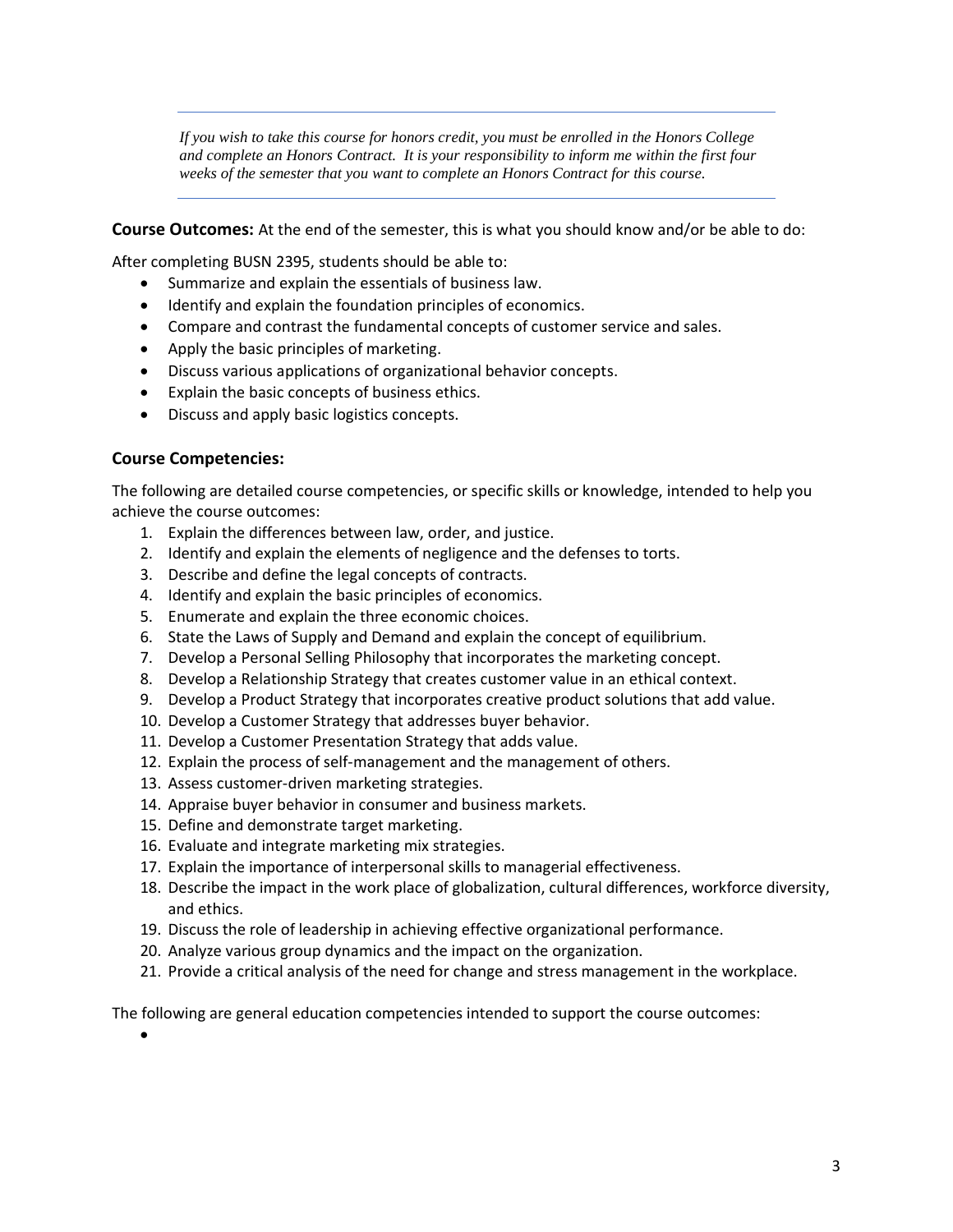---

*If you wish to take this course for honors credit, you must be enrolled in the Honors College and complete an Honors Contract. It is your responsibility to inform me within the first four weeks of the semester that you want to complete an Honors Contract for this course.*

---

**Course Outcomes:** At the end of the semester, this is what you should know and/or be able to do:

After completing BUSN 2395, students should be able to:

- Summarize and explain the essentials of business law.
- Identify and explain the foundation principles of economics.
- Compare and contrast the fundamental concepts of customer service and sales.
- Apply the basic principles of marketing.
- Discuss various applications of organizational behavior concepts.
- Explain the basic concepts of business ethics.
- Discuss and apply basic logistics concepts.

## Course Competencies:

The following are detailed course competencies, or specific skills or knowledge, intended to help you achieve the course outcomes:

1. Explain the differences between law, order, and justice.
2. Identify and explain the elements of negligence and the defenses to torts.
3. Describe and define the legal concepts of contracts.
4. Identify and explain the basic principles of economics.
5. Enumerate and explain the three economic choices.
6. State the Laws of Supply and Demand and explain the concept of equilibrium.
7. Develop a Personal Selling Philosophy that incorporates the marketing concept.
8. Develop a Relationship Strategy that creates customer value in an ethical context.
9. Develop a Product Strategy that incorporates creative product solutions that add value.
10. Develop a Customer Strategy that addresses buyer behavior.
11. Develop a Customer Presentation Strategy that adds value.
12. Explain the process of self-management and the management of others.
13. Assess customer-driven marketing strategies.
14. Appraise buyer behavior in consumer and business markets.
15. Define and demonstrate target marketing.
16. Evaluate and integrate marketing mix strategies.
17. Explain the importance of interpersonal skills to managerial effectiveness.
18. Describe the impact in the work place of globalization, cultural differences, workforce diversity, and ethics.
19. Discuss the role of leadership in achieving effective organizational performance.
20. Analyze various group dynamics and the impact on the organization.
21. Provide a critical analysis of the need for change and stress management in the workplace.

The following are general education competencies intended to support the course outcomes:

-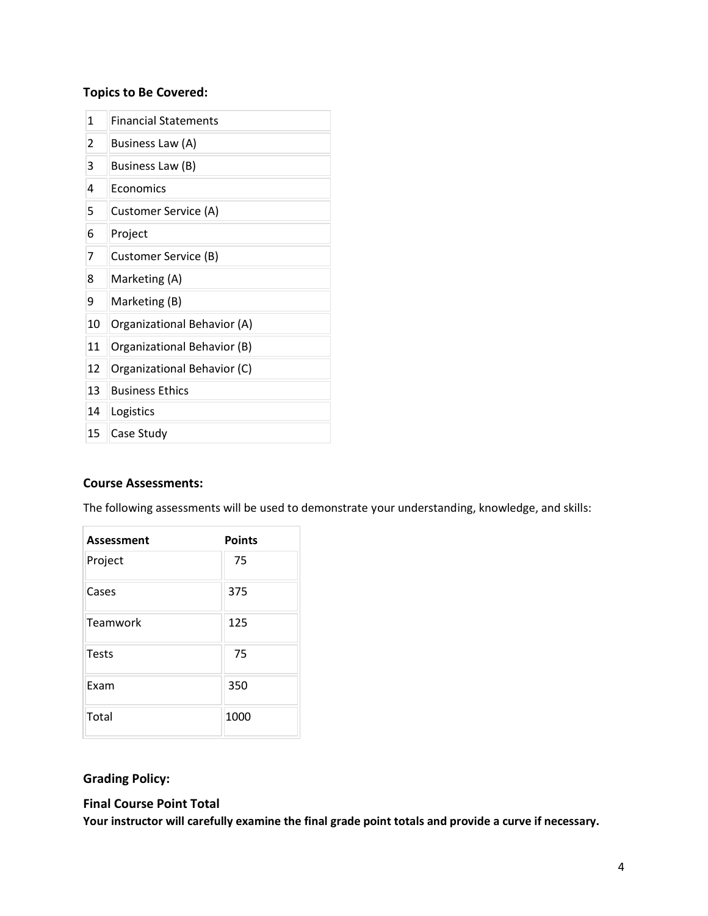### Topics to Be Covered:

| | |
|---|---|
| 1 | Financial Statements |
| 2 | Business Law (A) |
| 3 | Business Law (B) |
| 4 | Economics |
| 5 | Customer Service (A) |
| 6 | Project |
| 7 | Customer Service (B) |
| 8 | Marketing (A) |
| 9 | Marketing (B) |
| 10 | Organizational Behavior (A) |
| 11 | Organizational Behavior (B) |
| 12 | Organizational Behavior (C) |
| 13 | Business Ethics |
| 14 | Logistics |
| 15 | Case Study |

### Course Assessments:

The following assessments will be used to demonstrate your understanding, knowledge, and skills:

| Assessment | Points |
|---|---|
| Project | 75 |
| Cases | 375 |
| Teamwork | 125 |
| Tests | 75 |
| Exam | 350 |
| Total | 1000 |

### Grading Policy:

### Final Course Point Total

**Your instructor will carefully examine the final grade point totals and provide a curve if necessary.**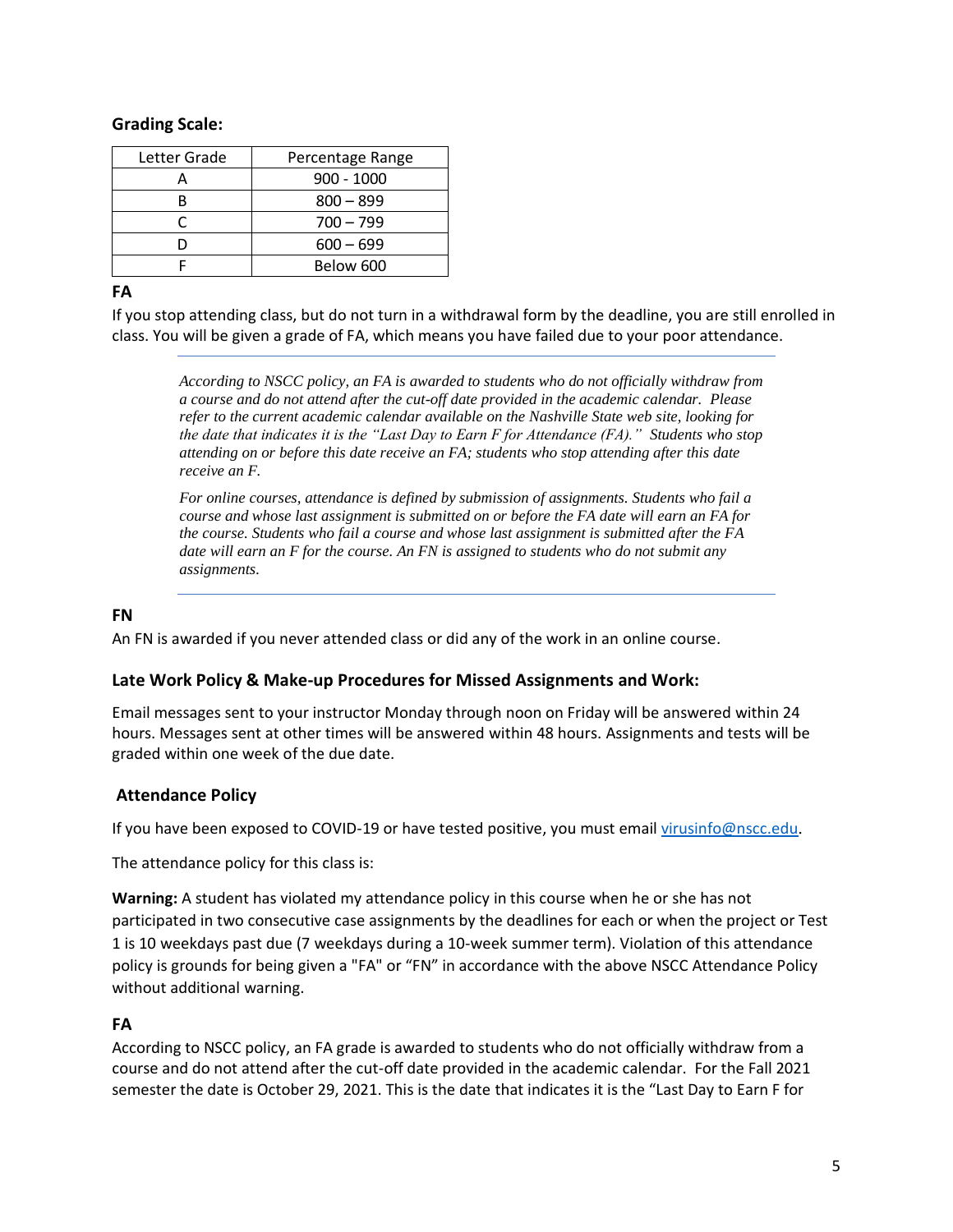### Grading Scale:

| Letter Grade | Percentage Range |
|---|---|
| A | 900 - 1000 |
| B | 800 – 899 |
| C | 700 – 799 |
| D | 600 – 699 |
| F | Below 600 |

**FA**

If you stop attending class, but do not turn in a withdrawal form by the deadline, you are still enrolled in class. You will be given a grade of FA, which means you have failed due to your poor attendance.

---

> *According to NSCC policy, an FA is awarded to students who do not officially withdraw from a course and do not attend after the cut-off date provided in the academic calendar. Please refer to the current academic calendar available on the Nashville State web site, looking for the date that indicates it is the "Last Day to Earn F for Attendance (FA)." Students who stop attending on or before this date receive an FA; students who stop attending after this date receive an F.*
>
> *For online courses, attendance is defined by submission of assignments. Students who fail a course and whose last assignment is submitted on or before the FA date will earn an FA for the course. Students who fail a course and whose last assignment is submitted after the FA date will earn an F for the course. An FN is assigned to students who do not submit any assignments.*

---

**FN**

An FN is awarded if you never attended class or did any of the work in an online course.

### Late Work Policy & Make-up Procedures for Missed Assignments and Work:

Email messages sent to your instructor Monday through noon on Friday will be answered within 24 hours. Messages sent at other times will be answered within 48 hours. Assignments and tests will be graded within one week of the due date.

### Attendance Policy

If you have been exposed to COVID-19 or have tested positive, you must email virusinfo@nscc.edu.

The attendance policy for this class is:

**Warning:** A student has violated my attendance policy in this course when he or she has not participated in two consecutive case assignments by the deadlines for each or when the project or Test 1 is 10 weekdays past due (7 weekdays during a 10-week summer term). Violation of this attendance policy is grounds for being given a "FA" or "FN" in accordance with the above NSCC Attendance Policy without additional warning.

**FA**

According to NSCC policy, an FA grade is awarded to students who do not officially withdraw from a course and do not attend after the cut-off date provided in the academic calendar. For the Fall 2021 semester the date is October 29, 2021. This is the date that indicates it is the "Last Day to Earn F for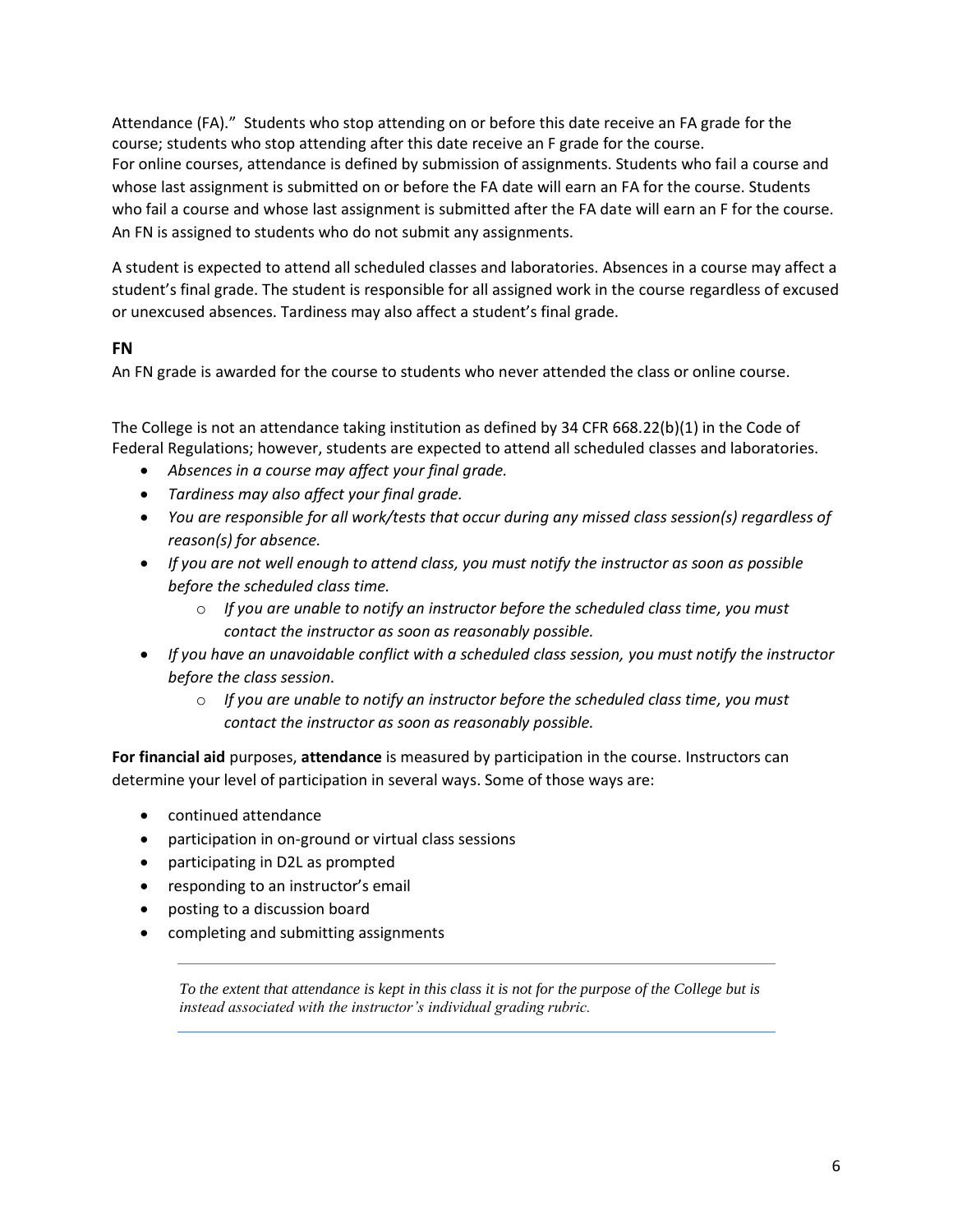Attendance (FA)." Students who stop attending on or before this date receive an FA grade for the course; students who stop attending after this date receive an F grade for the course.
For online courses, attendance is defined by submission of assignments. Students who fail a course and whose last assignment is submitted on or before the FA date will earn an FA for the course. Students who fail a course and whose last assignment is submitted after the FA date will earn an F for the course. An FN is assigned to students who do not submit any assignments.

A student is expected to attend all scheduled classes and laboratories. Absences in a course may affect a student's final grade. The student is responsible for all assigned work in the course regardless of excused or unexcused absences. Tardiness may also affect a student's final grade.

**FN**

An FN grade is awarded for the course to students who never attended the class or online course.

The College is not an attendance taking institution as defined by 34 CFR 668.22(b)(1) in the Code of Federal Regulations; however, students are expected to attend all scheduled classes and laboratories.

- *Absences in a course may affect your final grade.*
- *Tardiness may also affect your final grade.*
- *You are responsible for all work/tests that occur during any missed class session(s) regardless of reason(s) for absence.*
- *If you are not well enough to attend class, you must notify the instructor as soon as possible before the scheduled class time.*
  - *If you are unable to notify an instructor before the scheduled class time, you must contact the instructor as soon as reasonably possible.*
- *If you have an unavoidable conflict with a scheduled class session, you must notify the instructor before the class session.*
  - *If you are unable to notify an instructor before the scheduled class time, you must contact the instructor as soon as reasonably possible.*

**For financial aid** purposes, **attendance** is measured by participation in the course. Instructors can determine your level of participation in several ways. Some of those ways are:

- continued attendance
- participation in on-ground or virtual class sessions
- participating in D2L as prompted
- responding to an instructor's email
- posting to a discussion board
- completing and submitting assignments

*To the extent that attendance is kept in this class it is not for the purpose of the College but is instead associated with the instructor's individual grading rubric.*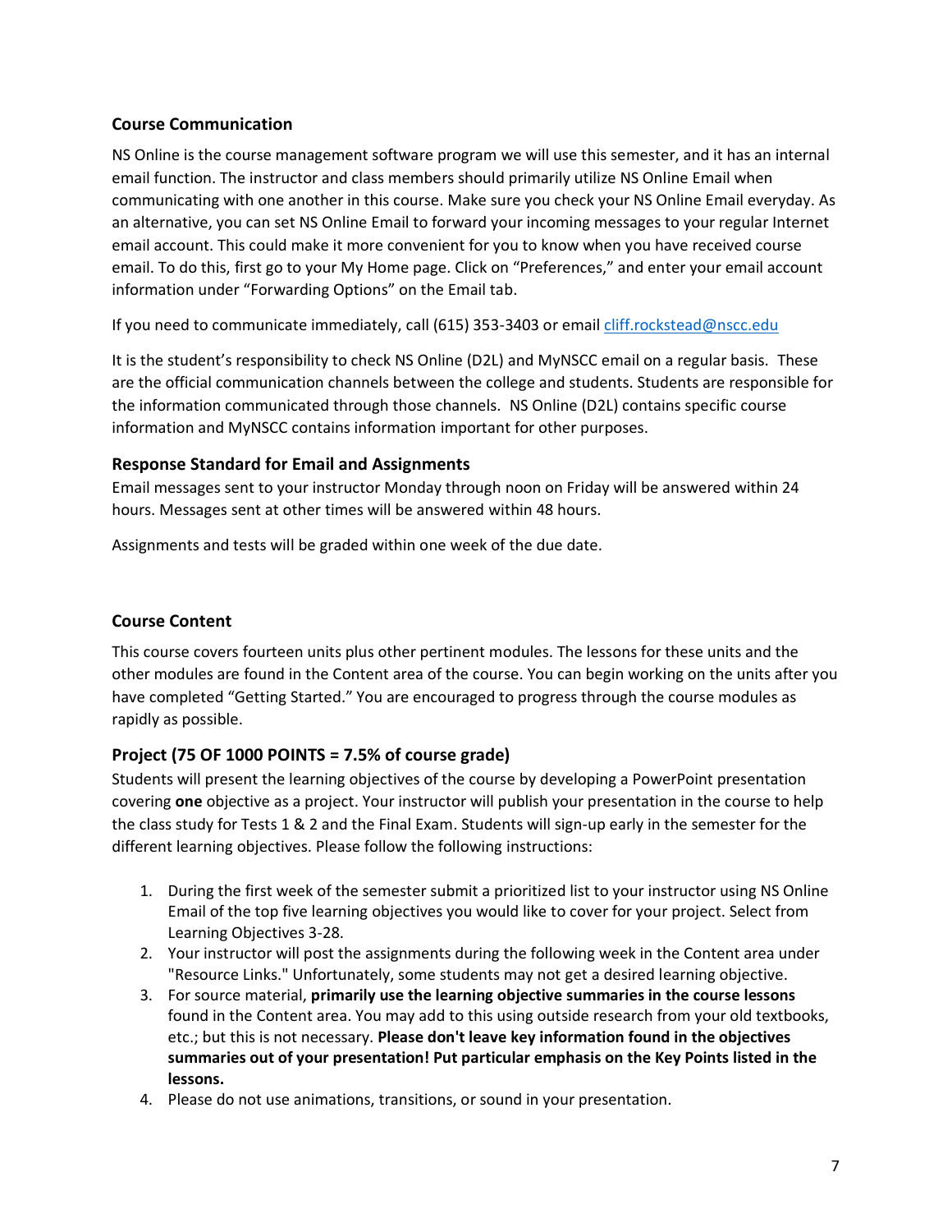## Course Communication

NS Online is the course management software program we will use this semester, and it has an internal email function. The instructor and class members should primarily utilize NS Online Email when communicating with one another in this course. Make sure you check your NS Online Email everyday. As an alternative, you can set NS Online Email to forward your incoming messages to your regular Internet email account. This could make it more convenient for you to know when you have received course email. To do this, first go to your My Home page. Click on "Preferences," and enter your email account information under "Forwarding Options" on the Email tab.

If you need to communicate immediately, call (615) 353-3403 or email cliff.rockstead@nscc.edu

It is the student's responsibility to check NS Online (D2L) and MyNSCC email on a regular basis. These are the official communication channels between the college and students. Students are responsible for the information communicated through those channels. NS Online (D2L) contains specific course information and MyNSCC contains information important for other purposes.

### Response Standard for Email and Assignments

Email messages sent to your instructor Monday through noon on Friday will be answered within 24 hours. Messages sent at other times will be answered within 48 hours.

Assignments and tests will be graded within one week of the due date.

## Course Content

This course covers fourteen units plus other pertinent modules. The lessons for these units and the other modules are found in the Content area of the course. You can begin working on the units after you have completed "Getting Started." You are encouraged to progress through the course modules as rapidly as possible.

### Project (75 OF 1000 POINTS = 7.5% of course grade)

Students will present the learning objectives of the course by developing a PowerPoint presentation covering **one** objective as a project. Your instructor will publish your presentation in the course to help the class study for Tests 1 & 2 and the Final Exam. Students will sign-up early in the semester for the different learning objectives. Please follow the following instructions:

1. During the first week of the semester submit a prioritized list to your instructor using NS Online Email of the top five learning objectives you would like to cover for your project. Select from Learning Objectives 3-28.
2. Your instructor will post the assignments during the following week in the Content area under "Resource Links." Unfortunately, some students may not get a desired learning objective.
3. For source material, **primarily use the learning objective summaries in the course lessons** found in the Content area. You may add to this using outside research from your old textbooks, etc.; but this is not necessary. **Please don't leave key information found in the objectives summaries out of your presentation! Put particular emphasis on the Key Points listed in the lessons.**
4. Please do not use animations, transitions, or sound in your presentation.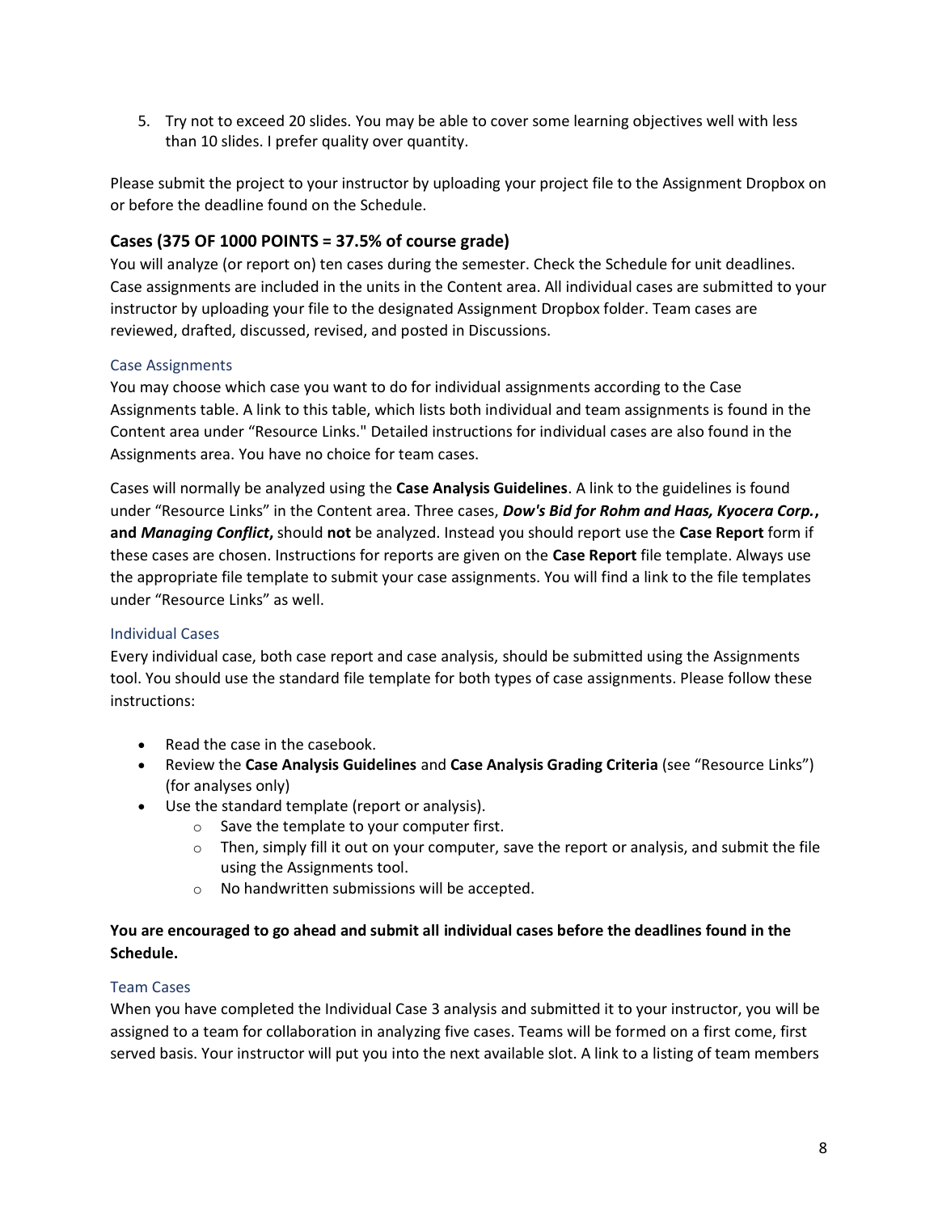5. Try not to exceed 20 slides. You may be able to cover some learning objectives well with less than 10 slides. I prefer quality over quantity.

Please submit the project to your instructor by uploading your project file to the Assignment Dropbox on or before the deadline found on the Schedule.

## Cases (375 OF 1000 POINTS = 37.5% of course grade)

You will analyze (or report on) ten cases during the semester. Check the Schedule for unit deadlines. Case assignments are included in the units in the Content area. All individual cases are submitted to your instructor by uploading your file to the designated Assignment Dropbox folder. Team cases are reviewed, drafted, discussed, revised, and posted in Discussions.

### Case Assignments

You may choose which case you want to do for individual assignments according to the Case Assignments table. A link to this table, which lists both individual and team assignments is found in the Content area under "Resource Links." Detailed instructions for individual cases are also found in the Assignments area. You have no choice for team cases.

Cases will normally be analyzed using the **Case Analysis Guidelines**. A link to the guidelines is found under "Resource Links" in the Content area. Three cases, ***Dow's Bid for Rohm and Haas, Kyocera Corp.*, and *Managing Conflict*,** should **not** be analyzed. Instead you should report use the **Case Report** form if these cases are chosen. Instructions for reports are given on the **Case Report** file template. Always use the appropriate file template to submit your case assignments. You will find a link to the file templates under "Resource Links" as well.

### Individual Cases

Every individual case, both case report and case analysis, should be submitted using the Assignments tool. You should use the standard file template for both types of case assignments. Please follow these instructions:

- Read the case in the casebook.
- Review the **Case Analysis Guidelines** and **Case Analysis Grading Criteria** (see "Resource Links") (for analyses only)
- Use the standard template (report or analysis).
  - Save the template to your computer first.
  - Then, simply fill it out on your computer, save the report or analysis, and submit the file using the Assignments tool.
  - No handwritten submissions will be accepted.

**You are encouraged to go ahead and submit all individual cases before the deadlines found in the Schedule.**

### Team Cases

When you have completed the Individual Case 3 analysis and submitted it to your instructor, you will be assigned to a team for collaboration in analyzing five cases. Teams will be formed on a first come, first served basis. Your instructor will put you into the next available slot. A link to a listing of team members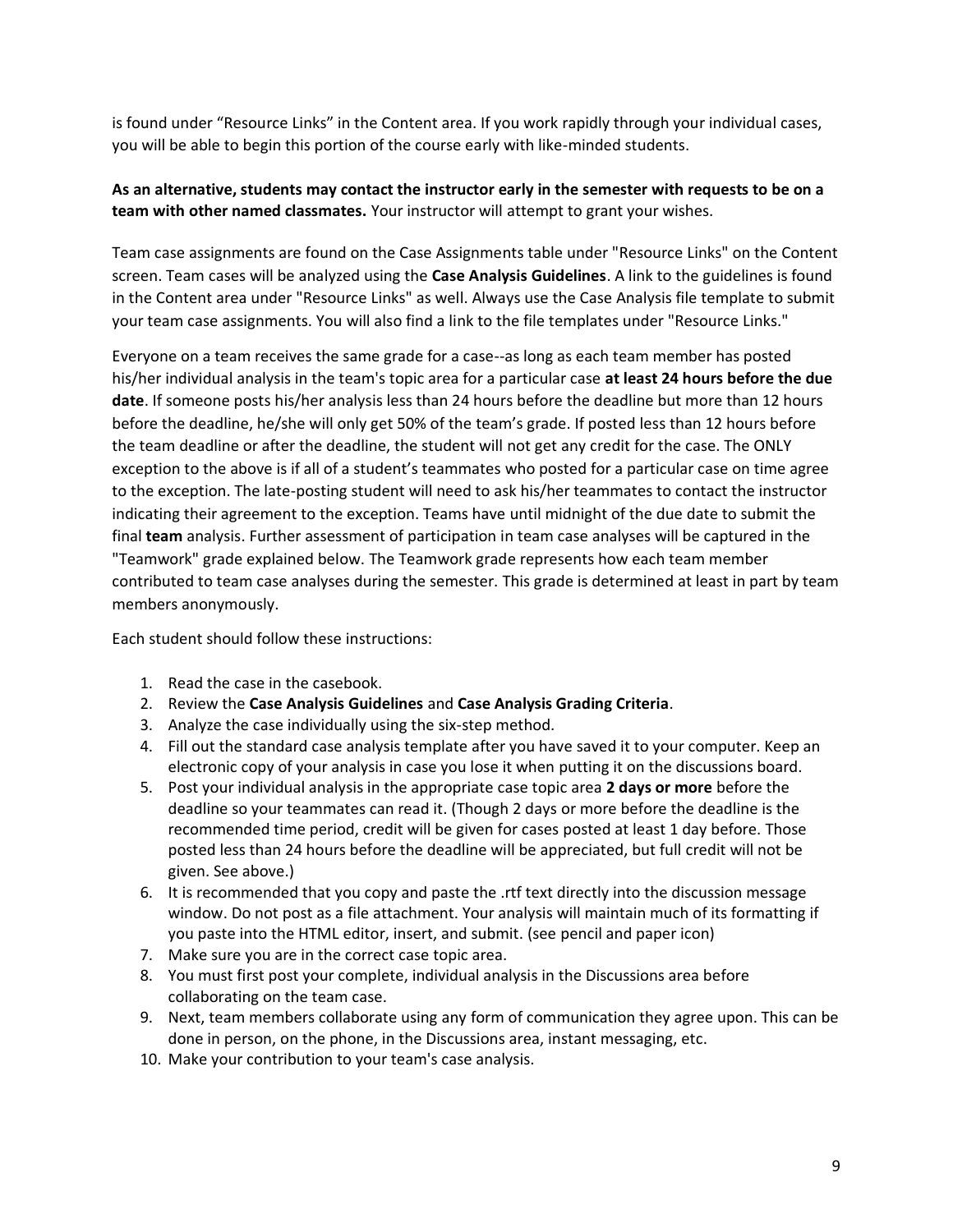is found under “Resource Links” in the Content area. If you work rapidly through your individual cases, you will be able to begin this portion of the course early with like-minded students.

**As an alternative, students may contact the instructor early in the semester with requests to be on a team with other named classmates.** Your instructor will attempt to grant your wishes.

Team case assignments are found on the Case Assignments table under "Resource Links" on the Content screen. Team cases will be analyzed using the **Case Analysis Guidelines**. A link to the guidelines is found in the Content area under "Resource Links" as well. Always use the Case Analysis file template to submit your team case assignments. You will also find a link to the file templates under "Resource Links."

Everyone on a team receives the same grade for a case--as long as each team member has posted his/her individual analysis in the team's topic area for a particular case **at least 24 hours before the due date**. If someone posts his/her analysis less than 24 hours before the deadline but more than 12 hours before the deadline, he/she will only get 50% of the team’s grade. If posted less than 12 hours before the team deadline or after the deadline, the student will not get any credit for the case. The ONLY exception to the above is if all of a student’s teammates who posted for a particular case on time agree to the exception. The late-posting student will need to ask his/her teammates to contact the instructor indicating their agreement to the exception. Teams have until midnight of the due date to submit the final **team** analysis. Further assessment of participation in team case analyses will be captured in the "Teamwork" grade explained below. The Teamwork grade represents how each team member contributed to team case analyses during the semester. This grade is determined at least in part by team members anonymously.

Each student should follow these instructions:

1. Read the case in the casebook.
2. Review the **Case Analysis Guidelines** and **Case Analysis Grading Criteria**.
3. Analyze the case individually using the six-step method.
4. Fill out the standard case analysis template after you have saved it to your computer. Keep an electronic copy of your analysis in case you lose it when putting it on the discussions board.
5. Post your individual analysis in the appropriate case topic area **2 days or more** before the deadline so your teammates can read it. (Though 2 days or more before the deadline is the recommended time period, credit will be given for cases posted at least 1 day before. Those posted less than 24 hours before the deadline will be appreciated, but full credit will not be given. See above.)
6. It is recommended that you copy and paste the .rtf text directly into the discussion message window. Do not post as a file attachment. Your analysis will maintain much of its formatting if you paste into the HTML editor, insert, and submit. (see pencil and paper icon)
7. Make sure you are in the correct case topic area.
8. You must first post your complete, individual analysis in the Discussions area before collaborating on the team case.
9. Next, team members collaborate using any form of communication they agree upon. This can be done in person, on the phone, in the Discussions area, instant messaging, etc.
10. Make your contribution to your team's case analysis.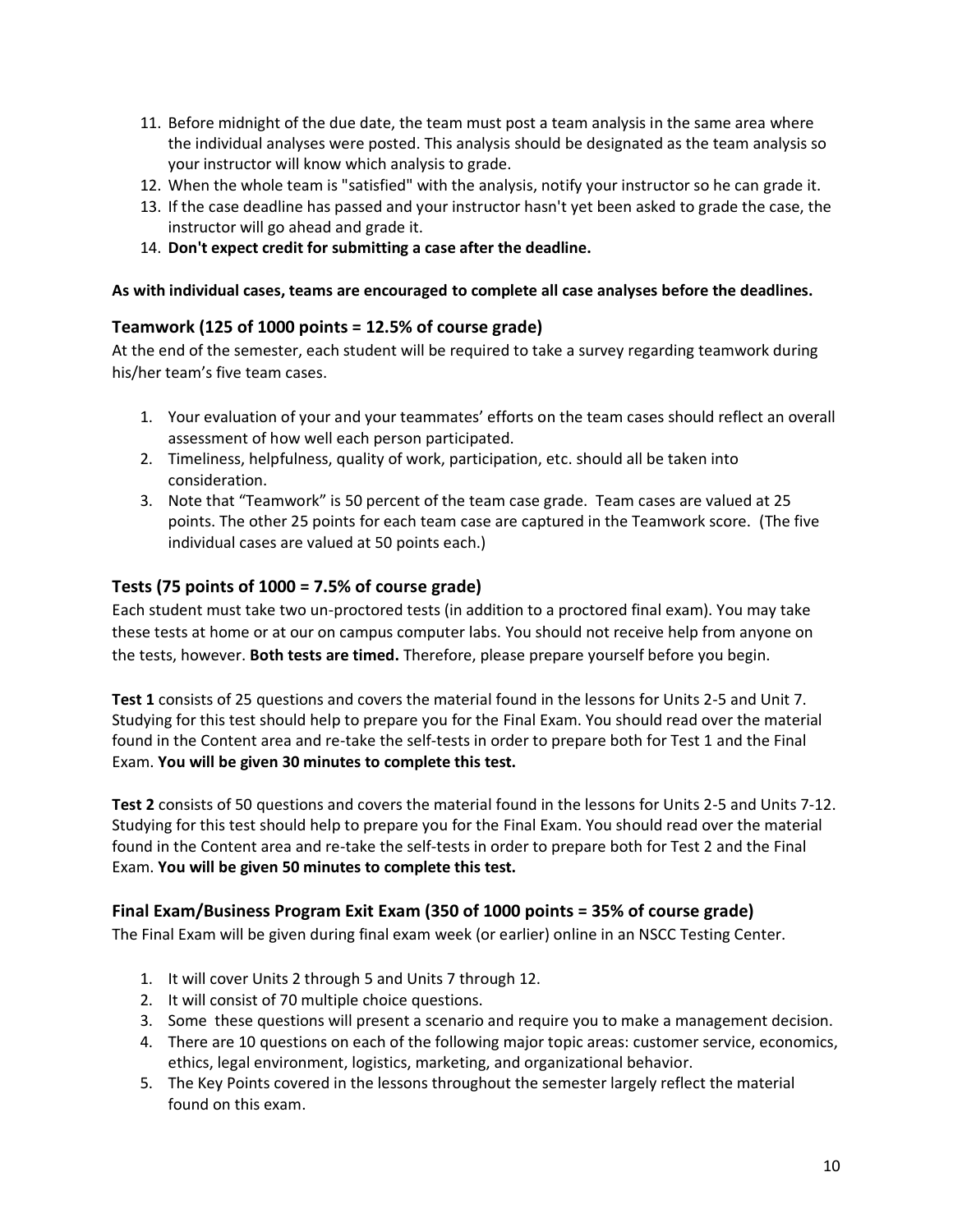11. Before midnight of the due date, the team must post a team analysis in the same area where the individual analyses were posted. This analysis should be designated as the team analysis so your instructor will know which analysis to grade.
12. When the whole team is "satisfied" with the analysis, notify your instructor so he can grade it.
13. If the case deadline has passed and your instructor hasn't yet been asked to grade the case, the instructor will go ahead and grade it.
14. **Don't expect credit for submitting a case after the deadline.**

**As with individual cases, teams are encouraged to complete all case analyses before the deadlines.**

### Teamwork (125 of 1000 points = 12.5% of course grade)

At the end of the semester, each student will be required to take a survey regarding teamwork during his/her team's five team cases.

1. Your evaluation of your and your teammates' efforts on the team cases should reflect an overall assessment of how well each person participated.
2. Timeliness, helpfulness, quality of work, participation, etc. should all be taken into consideration.
3. Note that "Teamwork" is 50 percent of the team case grade. Team cases are valued at 25 points. The other 25 points for each team case are captured in the Teamwork score. (The five individual cases are valued at 50 points each.)

### Tests (75 points of 1000 = 7.5% of course grade)

Each student must take two un-proctored tests (in addition to a proctored final exam). You may take these tests at home or at our on campus computer labs. You should not receive help from anyone on the tests, however. **Both tests are timed.** Therefore, please prepare yourself before you begin.

**Test 1** consists of 25 questions and covers the material found in the lessons for Units 2-5 and Unit 7. Studying for this test should help to prepare you for the Final Exam. You should read over the material found in the Content area and re-take the self-tests in order to prepare both for Test 1 and the Final Exam. **You will be given 30 minutes to complete this test.**

**Test 2** consists of 50 questions and covers the material found in the lessons for Units 2-5 and Units 7-12. Studying for this test should help to prepare you for the Final Exam. You should read over the material found in the Content area and re-take the self-tests in order to prepare both for Test 2 and the Final Exam. **You will be given 50 minutes to complete this test.**

### Final Exam/Business Program Exit Exam (350 of 1000 points = 35% of course grade)

The Final Exam will be given during final exam week (or earlier) online in an NSCC Testing Center.

1. It will cover Units 2 through 5 and Units 7 through 12.
2. It will consist of 70 multiple choice questions.
3. Some these questions will present a scenario and require you to make a management decision.
4. There are 10 questions on each of the following major topic areas: customer service, economics, ethics, legal environment, logistics, marketing, and organizational behavior.
5. The Key Points covered in the lessons throughout the semester largely reflect the material found on this exam.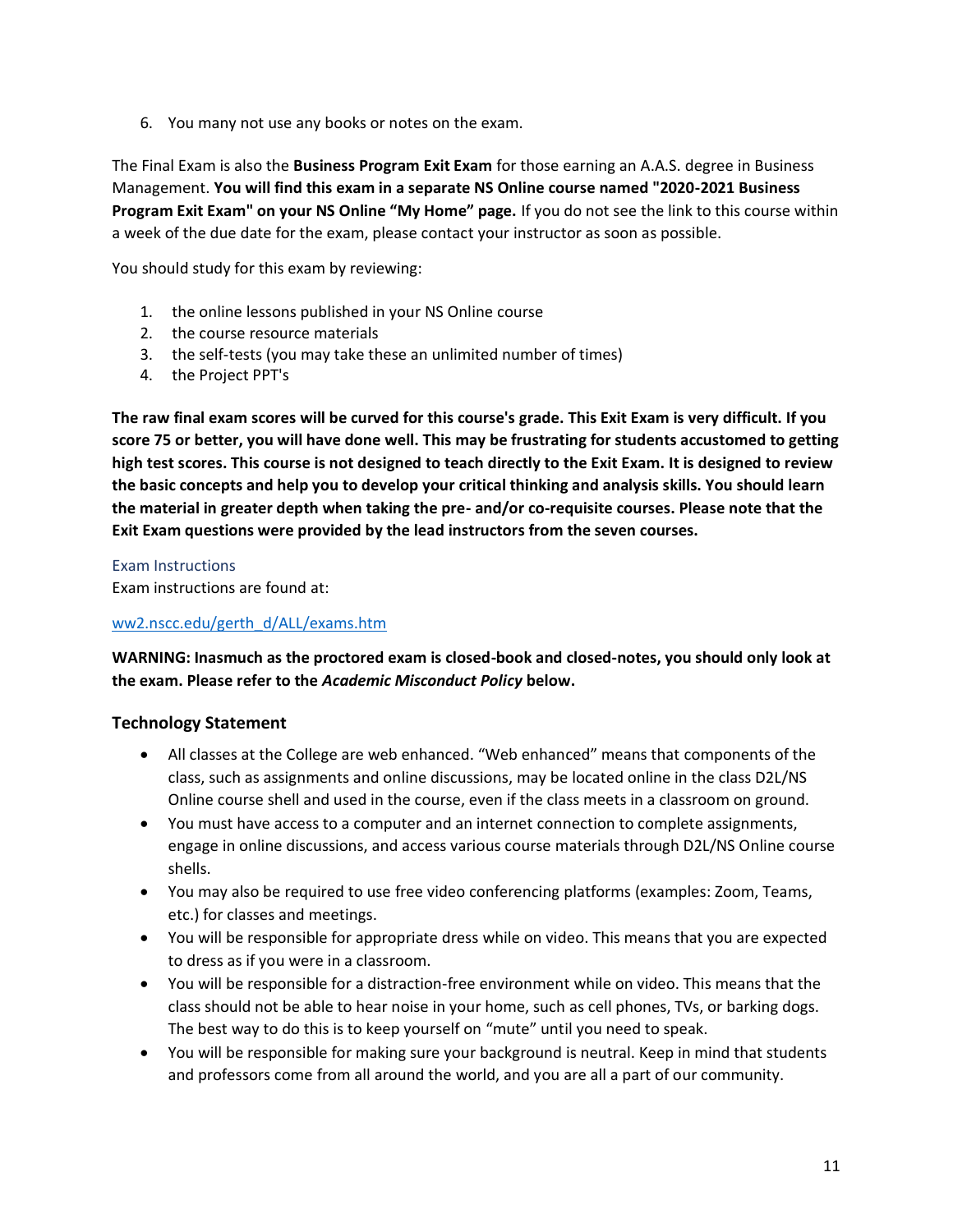6. You many not use any books or notes on the exam.

The Final Exam is also the **Business Program Exit Exam** for those earning an A.A.S. degree in Business Management. **You will find this exam in a separate NS Online course named "2020-2021 Business Program Exit Exam" on your NS Online "My Home" page.** If you do not see the link to this course within a week of the due date for the exam, please contact your instructor as soon as possible.

You should study for this exam by reviewing:

1. the online lessons published in your NS Online course
2. the course resource materials
3. the self-tests (you may take these an unlimited number of times)
4. the Project PPT's

**The raw final exam scores will be curved for this course's grade. This Exit Exam is very difficult. If you score 75 or better, you will have done well. This may be frustrating for students accustomed to getting high test scores. This course is not designed to teach directly to the Exit Exam. It is designed to review the basic concepts and help you to develop your critical thinking and analysis skills. You should learn the material in greater depth when taking the pre- and/or co-requisite courses. Please note that the Exit Exam questions were provided by the lead instructors from the seven courses.**

#### Exam Instructions

Exam instructions are found at:

[ww2.nscc.edu/gerth_d/ALL/exams.htm](ww2.nscc.edu/gerth_d/ALL/exams.htm)

**WARNING: Inasmuch as the proctored exam is closed-book and closed-notes, you should only look at the exam. Please refer to the *Academic Misconduct Policy* below.**

### Technology Statement

- All classes at the College are web enhanced. "Web enhanced" means that components of the class, such as assignments and online discussions, may be located online in the class D2L/NS Online course shell and used in the course, even if the class meets in a classroom on ground.
- You must have access to a computer and an internet connection to complete assignments, engage in online discussions, and access various course materials through D2L/NS Online course shells.
- You may also be required to use free video conferencing platforms (examples: Zoom, Teams, etc.) for classes and meetings.
- You will be responsible for appropriate dress while on video. This means that you are expected to dress as if you were in a classroom.
- You will be responsible for a distraction-free environment while on video. This means that the class should not be able to hear noise in your home, such as cell phones, TVs, or barking dogs. The best way to do this is to keep yourself on "mute" until you need to speak.
- You will be responsible for making sure your background is neutral. Keep in mind that students and professors come from all around the world, and you are all a part of our community.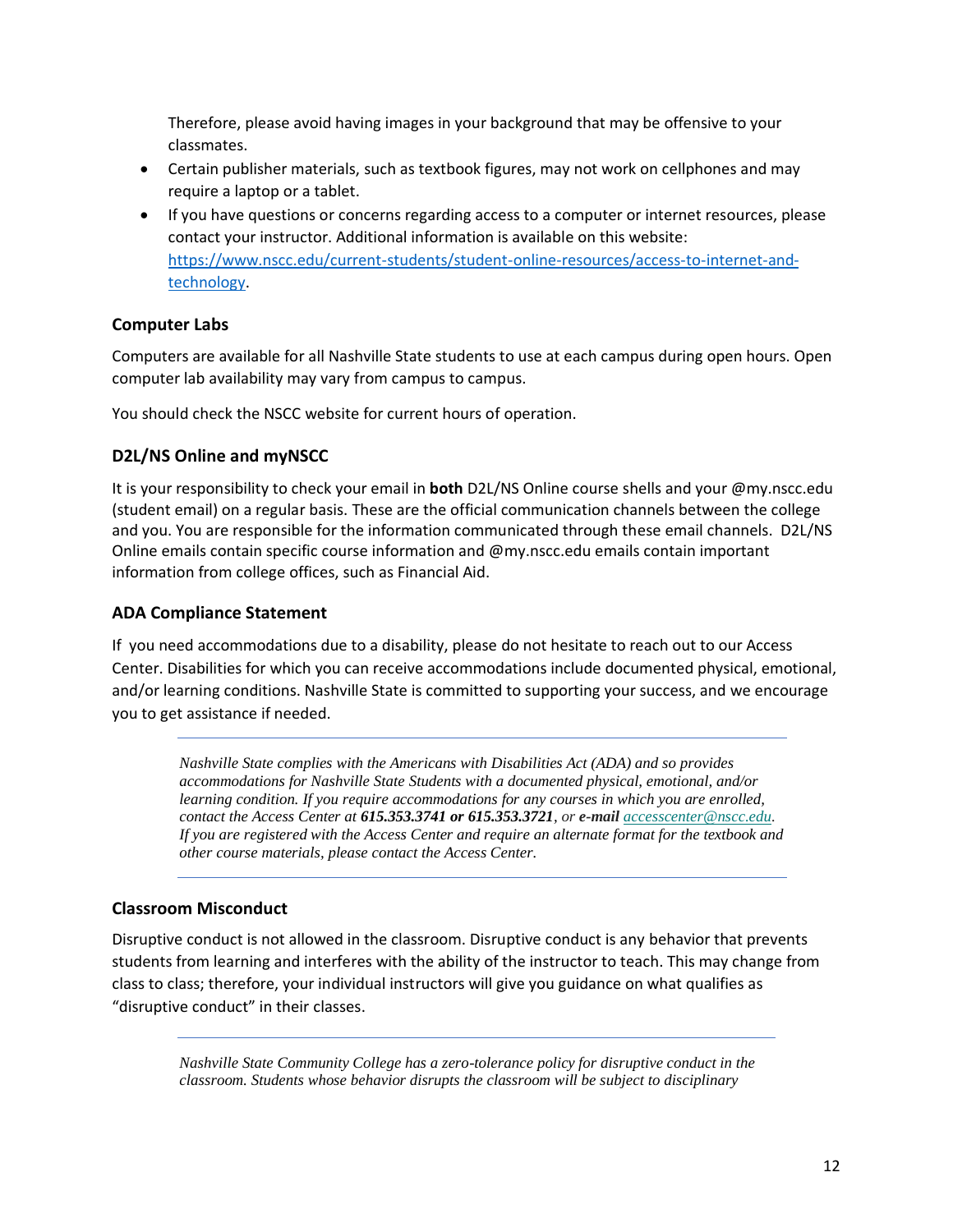Therefore, please avoid having images in your background that may be offensive to your classmates.

- Certain publisher materials, such as textbook figures, may not work on cellphones and may require a laptop or a tablet.
- If you have questions or concerns regarding access to a computer or internet resources, please contact your instructor. Additional information is available on this website: [https://www.nscc.edu/current-students/student-online-resources/access-to-internet-and-technology](https://www.nscc.edu/current-students/student-online-resources/access-to-internet-and-technology).

### Computer Labs

Computers are available for all Nashville State students to use at each campus during open hours. Open computer lab availability may vary from campus to campus.

You should check the NSCC website for current hours of operation.

### D2L/NS Online and myNSCC

It is your responsibility to check your email in **both** D2L/NS Online course shells and your @my.nscc.edu (student email) on a regular basis. These are the official communication channels between the college and you. You are responsible for the information communicated through these email channels. D2L/NS Online emails contain specific course information and @my.nscc.edu emails contain important information from college offices, such as Financial Aid.

### ADA Compliance Statement

If you need accommodations due to a disability, please do not hesitate to reach out to our Access Center. Disabilities for which you can receive accommodations include documented physical, emotional, and/or learning conditions. Nashville State is committed to supporting your success, and we encourage you to get assistance if needed.

---

*Nashville State complies with the Americans with Disabilities Act (ADA) and so provides accommodations for Nashville State Students with a documented physical, emotional, and/or learning condition. If you require accommodations for any courses in which you are enrolled, contact the Access Center at* ***615.353.3741 or 615.353.3721****, or* ***e-mail*** *[accesscenter@nscc.edu](mailto:accesscenter@nscc.edu). If you are registered with the Access Center and require an alternate format for the textbook and other course materials, please contact the Access Center.*

---

### Classroom Misconduct

Disruptive conduct is not allowed in the classroom. Disruptive conduct is any behavior that prevents students from learning and interferes with the ability of the instructor to teach. This may change from class to class; therefore, your individual instructors will give you guidance on what qualifies as "disruptive conduct" in their classes.

---

*Nashville State Community College has a zero-tolerance policy for disruptive conduct in the classroom. Students whose behavior disrupts the classroom will be subject to disciplinary*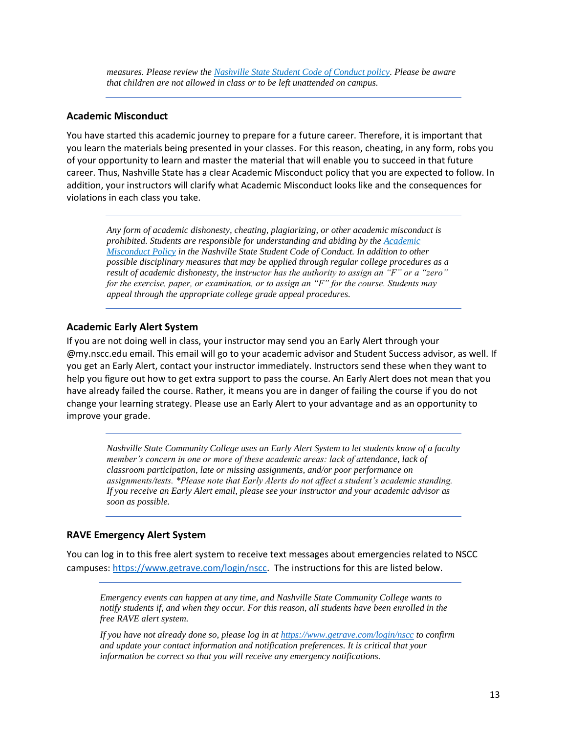*measures. Please review the [Nashville State Student Code of Conduct policy](). Please be aware that children are not allowed in class or to be left unattended on campus.*

---

### Academic Misconduct

You have started this academic journey to prepare for a future career. Therefore, it is important that you learn the materials being presented in your classes. For this reason, cheating, in any form, robs you of your opportunity to learn and master the material that will enable you to succeed in that future career. Thus, Nashville State has a clear Academic Misconduct policy that you are expected to follow. In addition, your instructors will clarify what Academic Misconduct looks like and the consequences for violations in each class you take.

---

*Any form of academic dishonesty, cheating, plagiarizing, or other academic misconduct is prohibited. Students are responsible for understanding and abiding by the [Academic Misconduct Policy]() in the Nashville State Student Code of Conduct. In addition to other possible disciplinary measures that may be applied through regular college procedures as a result of academic dishonesty, the instructor has the authority to assign an "F" or a "zero" for the exercise, paper, or examination, or to assign an "F" for the course. Students may appeal through the appropriate college grade appeal procedures.*

---

### Academic Early Alert System

If you are not doing well in class, your instructor may send you an Early Alert through your @my.nscc.edu email. This email will go to your academic advisor and Student Success advisor, as well. If you get an Early Alert, contact your instructor immediately. Instructors send these when they want to help you figure out how to get extra support to pass the course. An Early Alert does not mean that you have already failed the course. Rather, it means you are in danger of failing the course if you do not change your learning strategy. Please use an Early Alert to your advantage and as an opportunity to improve your grade.

---

*Nashville State Community College uses an Early Alert System to let students know of a faculty member's concern in one or more of these academic areas: lack of attendance, lack of classroom participation, late or missing assignments, and/or poor performance on assignments/tests. *Please note that Early Alerts do not affect a student's academic standing. If you receive an Early Alert email, please see your instructor and your academic advisor as soon as possible.*

---

### RAVE Emergency Alert System

You can log in to this free alert system to receive text messages about emergencies related to NSCC campuses: [https://www.getrave.com/login/nscc](https://www.getrave.com/login/nscc). The instructions for this are listed below.

---

*Emergency events can happen at any time, and Nashville State Community College wants to notify students if, and when they occur. For this reason, all students have been enrolled in the free RAVE alert system.*

*If you have not already done so, please log in at [https://www.getrave.com/login/nscc](https://www.getrave.com/login/nscc) to confirm and update your contact information and notification preferences. It is critical that your information be correct so that you will receive any emergency notifications.*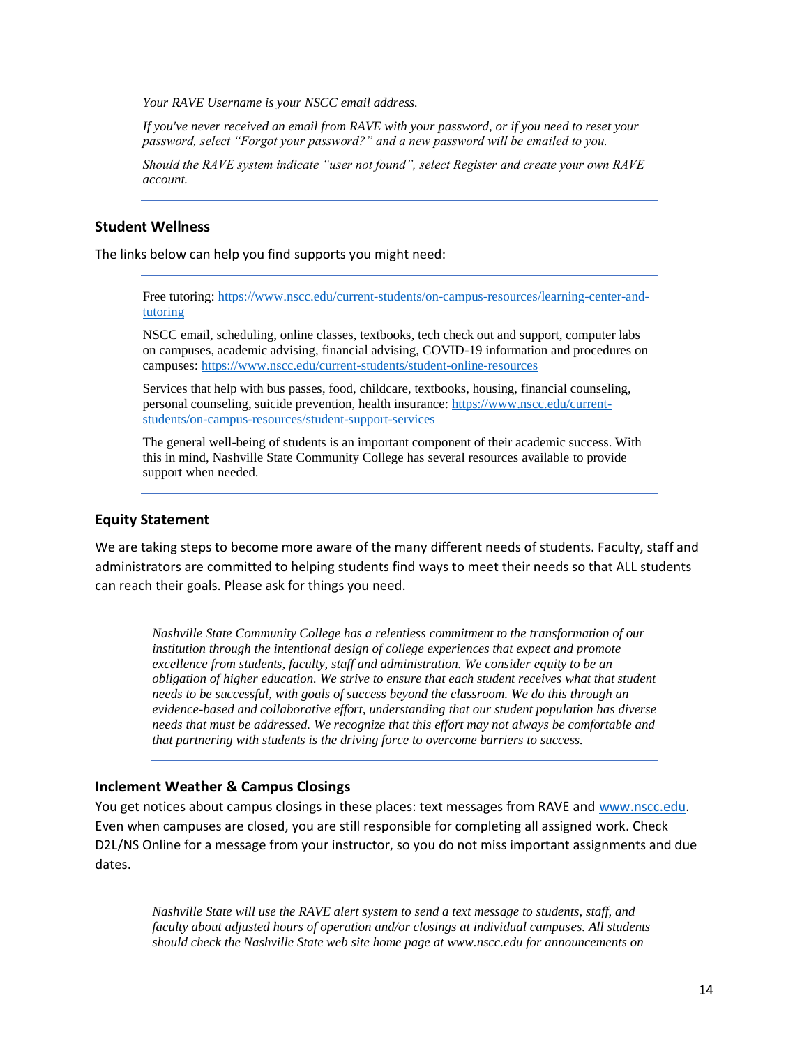*Your RAVE Username is your NSCC email address.*

*If you've never received an email from RAVE with your password, or if you need to reset your password, select "Forgot your password?" and a new password will be emailed to you.*

*Should the RAVE system indicate "user not found", select Register and create your own RAVE account.*

---

### Student Wellness

The links below can help you find supports you might need:

---

Free tutoring: https://www.nscc.edu/current-students/on-campus-resources/learning-center-and-tutoring

NSCC email, scheduling, online classes, textbooks, tech check out and support, computer labs on campuses, academic advising, financial advising, COVID-19 information and procedures on campuses: https://www.nscc.edu/current-students/student-online-resources

Services that help with bus passes, food, childcare, textbooks, housing, financial counseling, personal counseling, suicide prevention, health insurance: https://www.nscc.edu/current-students/on-campus-resources/student-support-services

The general well-being of students is an important component of their academic success. With this in mind, Nashville State Community College has several resources available to provide support when needed.

---

### Equity Statement

We are taking steps to become more aware of the many different needs of students. Faculty, staff and administrators are committed to helping students find ways to meet their needs so that ALL students can reach their goals. Please ask for things you need.

---

*Nashville State Community College has a relentless commitment to the transformation of our institution through the intentional design of college experiences that expect and promote excellence from students, faculty, staff and administration. We consider equity to be an obligation of higher education. We strive to ensure that each student receives what that student needs to be successful, with goals of success beyond the classroom. We do this through an evidence-based and collaborative effort, understanding that our student population has diverse needs that must be addressed. We recognize that this effort may not always be comfortable and that partnering with students is the driving force to overcome barriers to success.*

---

### Inclement Weather & Campus Closings

You get notices about campus closings in these places: text messages from RAVE and www.nscc.edu. Even when campuses are closed, you are still responsible for completing all assigned work. Check D2L/NS Online for a message from your instructor, so you do not miss important assignments and due dates.

---

*Nashville State will use the RAVE alert system to send a text message to students, staff, and faculty about adjusted hours of operation and/or closings at individual campuses. All students should check the Nashville State web site home page at www.nscc.edu for announcements on*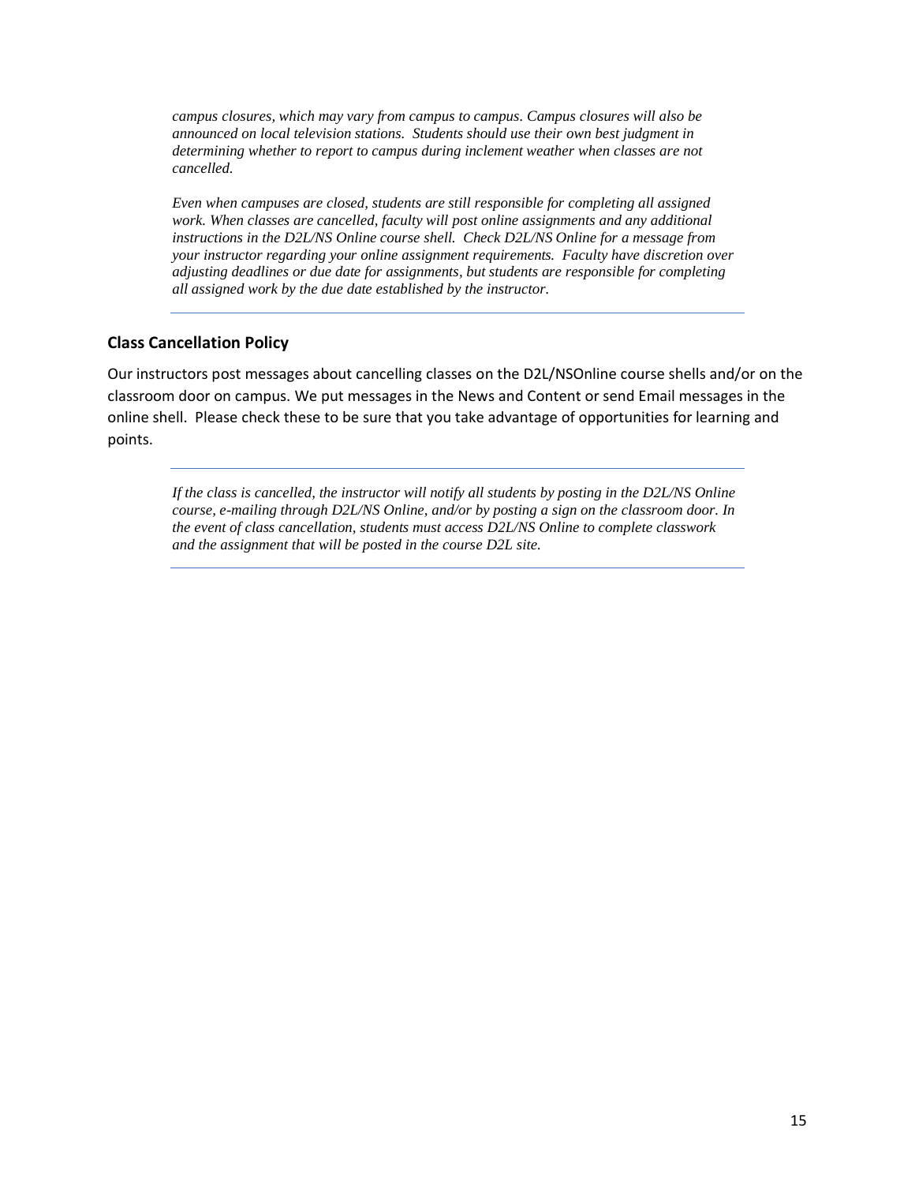*campus closures, which may vary from campus to campus. Campus closures will also be announced on local television stations. Students should use their own best judgment in determining whether to report to campus during inclement weather when classes are not cancelled.*

*Even when campuses are closed, students are still responsible for completing all assigned work. When classes are cancelled, faculty will post online assignments and any additional instructions in the D2L/NS Online course shell. Check D2L/NS Online for a message from your instructor regarding your online assignment requirements. Faculty have discretion over adjusting deadlines or due date for assignments, but students are responsible for completing all assigned work by the due date established by the instructor.*

---

### Class Cancellation Policy

Our instructors post messages about cancelling classes on the D2L/NSOnline course shells and/or on the classroom door on campus. We put messages in the News and Content or send Email messages in the online shell. Please check these to be sure that you take advantage of opportunities for learning and points.

---

*If the class is cancelled, the instructor will notify all students by posting in the D2L/NS Online course, e-mailing through D2L/NS Online, and/or by posting a sign on the classroom door. In the event of class cancellation, students must access D2L/NS Online to complete classwork and the assignment that will be posted in the course D2L site.*

---